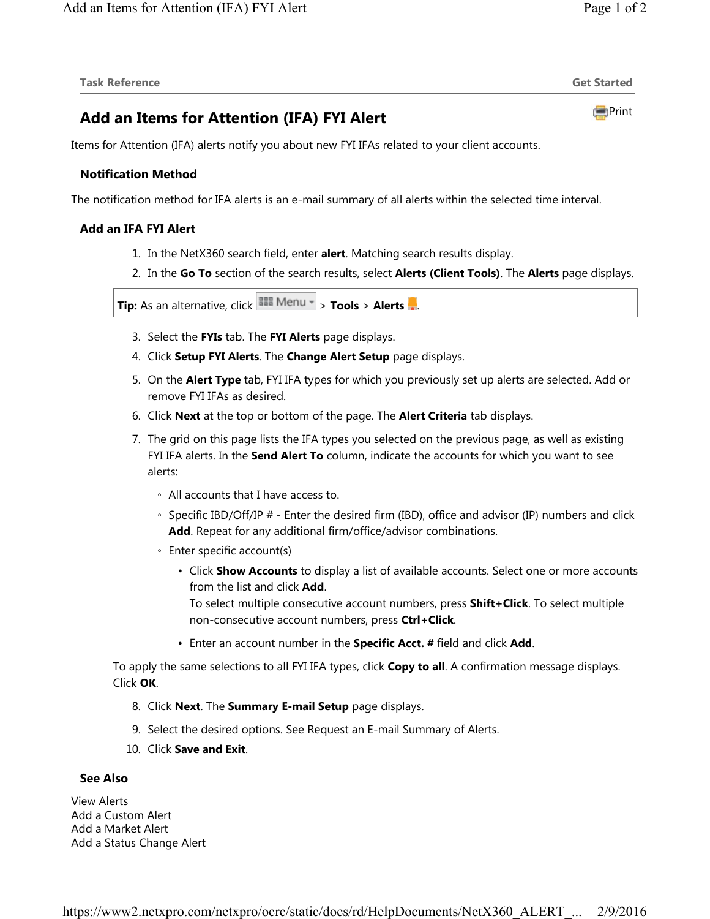Task Reference | Get Started

# Add an Items for Attention (IFA) FYI Alert

Print

Items for Attention (IFA) alerts notify you about new FYI IFAs related to your client accounts.

## Notification Method

The notification method for IFA alerts is an e-mail summary of all alerts within the selected time interval.

## Add an IFA FYI Alert

1. In the NetX360 search field, enter **alert**. Matching search results display.
2. In the **Go To** section of the search results, select **Alerts (Client Tools)**. The **Alerts** page displays.

> **Tip:** As an alternative, click Menu > **Tools** > **Alerts**.

3. Select the **FYIs** tab. The **FYI Alerts** page displays.
4. Click **Setup FYI Alerts**. The **Change Alert Setup** page displays.
5. On the **Alert Type** tab, FYI IFA types for which you previously set up alerts are selected. Add or remove FYI IFAs as desired.
6. Click **Next** at the top or bottom of the page. The **Alert Criteria** tab displays.
7. The grid on this page lists the IFA types you selected on the previous page, as well as existing FYI IFA alerts. In the **Send Alert To** column, indicate the accounts for which you want to see alerts:
   - All accounts that I have access to.
   - Specific IBD/Off/IP # - Enter the desired firm (IBD), office and advisor (IP) numbers and click **Add**. Repeat for any additional firm/office/advisor combinations.
   - Enter specific account(s)
     - Click **Show Accounts** to display a list of available accounts. Select one or more accounts from the list and click **Add**.
       To select multiple consecutive account numbers, press **Shift+Click**. To select multiple non-consecutive account numbers, press **Ctrl+Click**.
     - Enter an account number in the **Specific Acct. #** field and click **Add**.

   To apply the same selections to all FYI IFA types, click **Copy to all**. A confirmation message displays. Click **OK**.

8. Click **Next**. The **Summary E-mail Setup** page displays.
9. Select the desired options. See Request an E-mail Summary of Alerts.
10. Click **Save and Exit**.

## See Also

View Alerts
Add a Custom Alert
Add a Market Alert
Add a Status Change Alert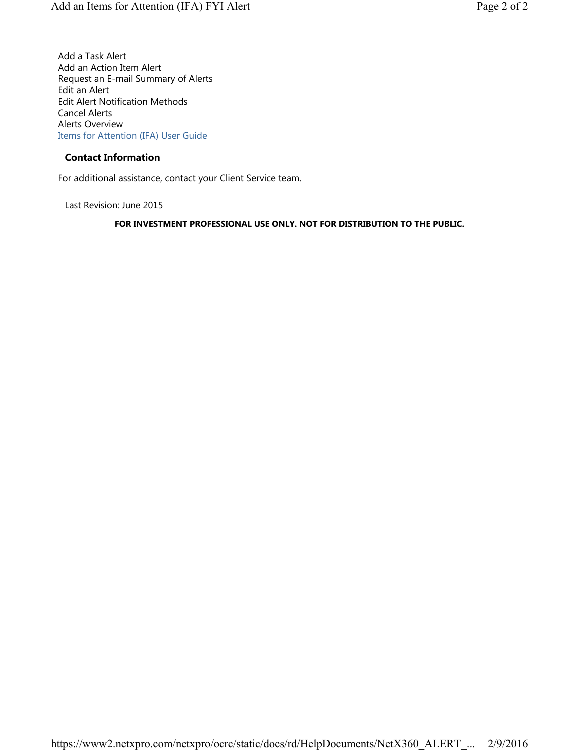Add a Task Alert
Add an Action Item Alert
Request an E-mail Summary of Alerts
Edit an Alert
Edit Alert Notification Methods
Cancel Alerts
Alerts Overview
Items for Attention (IFA) User Guide

## Contact Information

For additional assistance, contact your Client Service team.

Last Revision: June 2015

**FOR INVESTMENT PROFESSIONAL USE ONLY. NOT FOR DISTRIBUTION TO THE PUBLIC.**